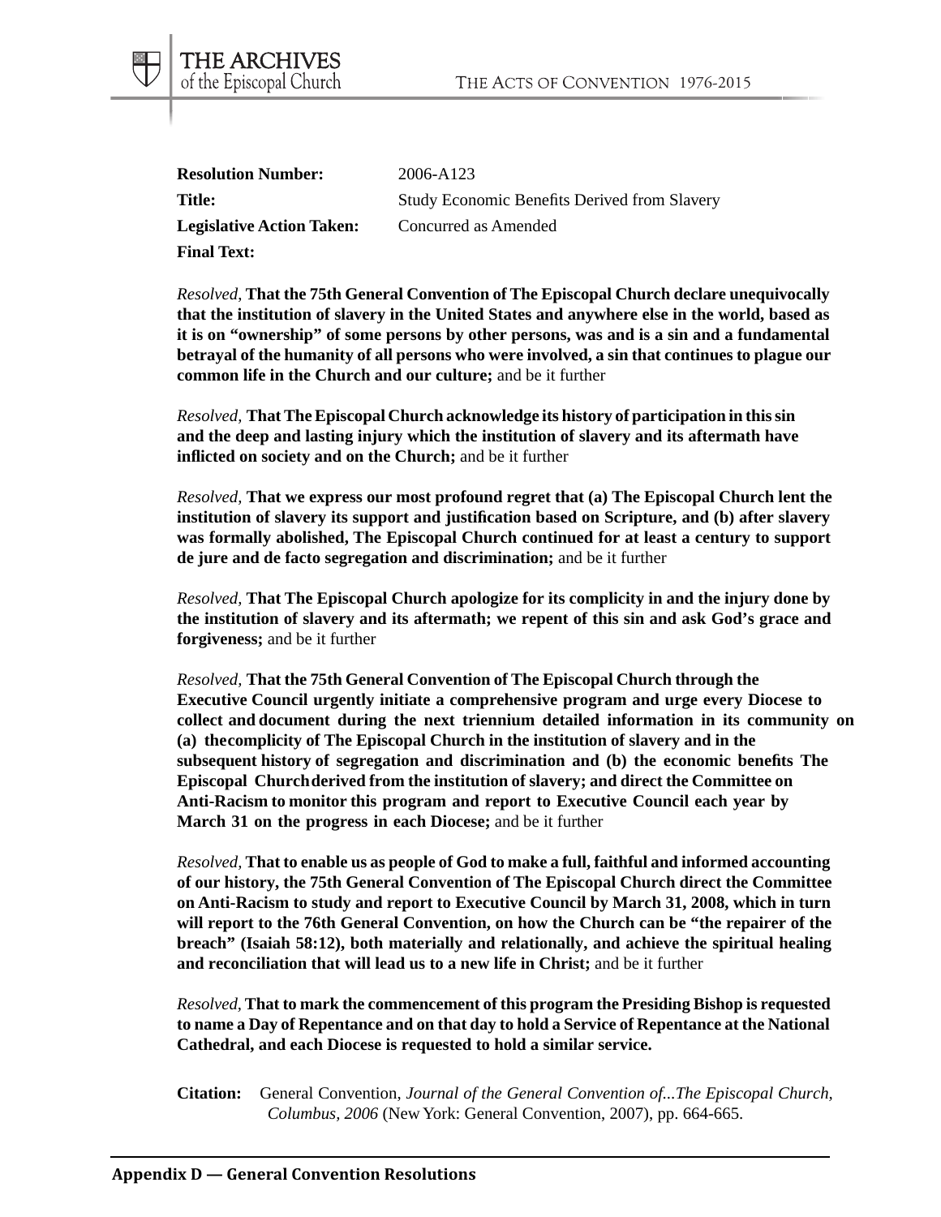**Resolution Number:** 2006-A123

**Title:** Study Economic Benefits Derived from Slavery

**Legislative Action Taken:** Concurred as Amended

**Final Text:**

*Resolved,* **That the 75th General Convention of The Episcopal Church declare unequivocally that the institution of slavery in the United States and anywhere else in the world, based as it is on "ownership" of some persons by other persons, was and is a sin and a fundamental betrayal of the humanity of all persons who were involved, a sin that continues to plague our common life in the Church and our culture;** and be it further

*Resolved,* **That The Episcopal Church acknowledge its history of participation in this sin and the deep and lasting injury which the institution of slavery and its aftermath have inflicted on society and on the Church;** and be it further

*Resolved,* **That we express our most profound regret that (a) The Episcopal Church lent the institution of slavery its support and justification based on Scripture, and (b) after slavery was formally abolished, The Episcopal Church continued for at least a century to support de jure and de facto segregation and discrimination;** and be it further

*Resolved,* **That The Episcopal Church apologize for its complicity in and the injury done by the institution of slavery and its aftermath; we repent of this sin and ask God's grace and forgiveness;** and be it further

*Resolved,* **That the 75th General Convention of The Episcopal Church through the Executive Council urgently initiate a comprehensive program and urge every Diocese to collect and document during the next triennium detailed information in its community on (a) the complicity of The Episcopal Church in the institution of slavery and in the subsequent history of segregation and discrimination and (b) the economic benefits The Episcopal Church derived from the institution of slavery; and direct the Committee on Anti-Racism to monitor this program and report to Executive Council each year by March 31 on the progress in each Diocese;** and be it further

*Resolved,* **That to enable us as people of God to make a full, faithful and informed accounting of our history, the 75th General Convention of The Episcopal Church direct the Committee on Anti-Racism to study and report to Executive Council by March 31, 2008, which in turn will report to the 76th General Convention, on how the Church can be "the repairer of the breach" (Isaiah 58:12), both materially and relationally, and achieve the spiritual healing and reconciliation that will lead us to a new life in Christ;** and be it further

*Resolved,* **That to mark the commencement of this program the Presiding Bishop is requested to name a Day of Repentance and on that day to hold a Service of Repentance at the National Cathedral, and each Diocese is requested to hold a similar service.**

**Citation:** General Convention, *Journal of the General Convention of...The Episcopal Church, Columbus, 2006* (New York: General Convention, 2007), pp. 664-665.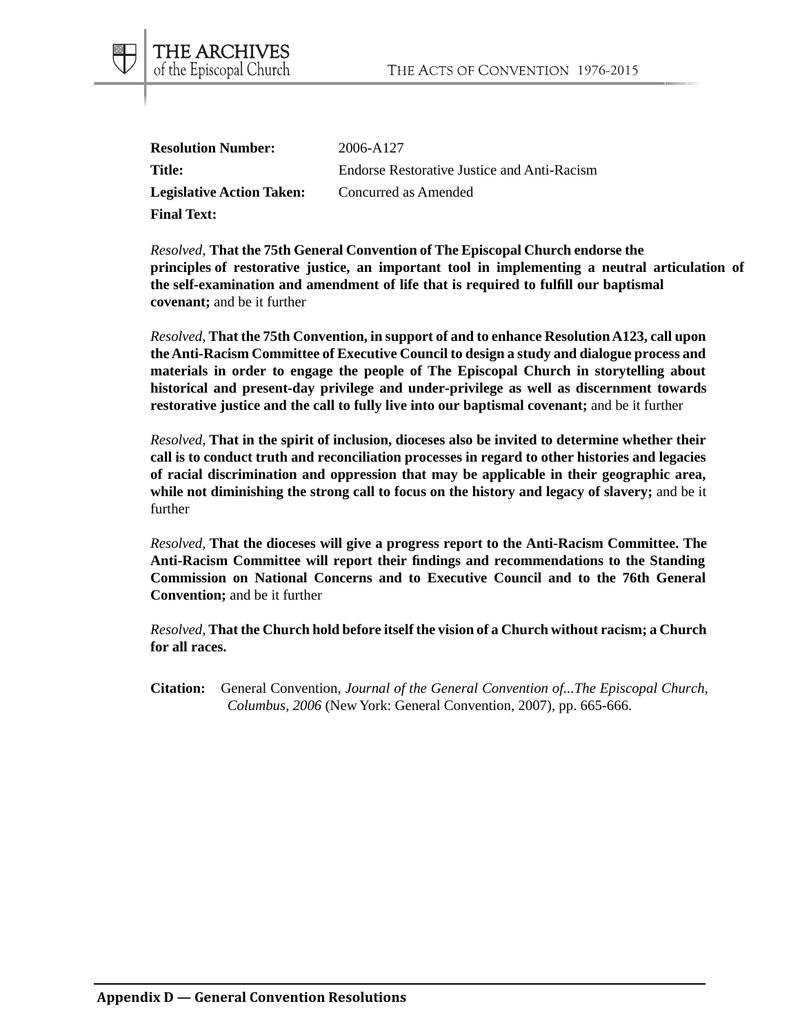**Resolution Number:** 2006-A127

**Title:** Endorse Restorative Justice and Anti-Racism

**Legislative Action Taken:** Concurred as Amended

**Final Text:**

*Resolved,* **That the 75th General Convention of The Episcopal Church endorse the principles of restorative justice, an important tool in implementing a neutral articulation of the self-examination and amendment of life that is required to fulfill our baptismal covenant;** and be it further

*Resolved,* **That the 75th Convention, in support of and to enhance Resolution A123, call upon the Anti-Racism Committee of Executive Council to design a study and dialogue process and materials in order to engage the people of The Episcopal Church in storytelling about historical and present-day privilege and under-privilege as well as discernment towards restorative justice and the call to fully live into our baptismal covenant;** and be it further

*Resolved,* **That in the spirit of inclusion, dioceses also be invited to determine whether their call is to conduct truth and reconciliation processes in regard to other histories and legacies of racial discrimination and oppression that may be applicable in their geographic area, while not diminishing the strong call to focus on the history and legacy of slavery;** and be it further

*Resolved,* **That the dioceses will give a progress report to the Anti-Racism Committee. The Anti-Racism Committee will report their findings and recommendations to the Standing Commission on National Concerns and to Executive Council and to the 76th General Convention;** and be it further

*Resolved,* **That the Church hold before itself the vision of a Church without racism; a Church for all races.**

**Citation:** General Convention, *Journal of the General Convention of...The Episcopal Church, Columbus, 2006* (New York: General Convention, 2007), pp. 665-666.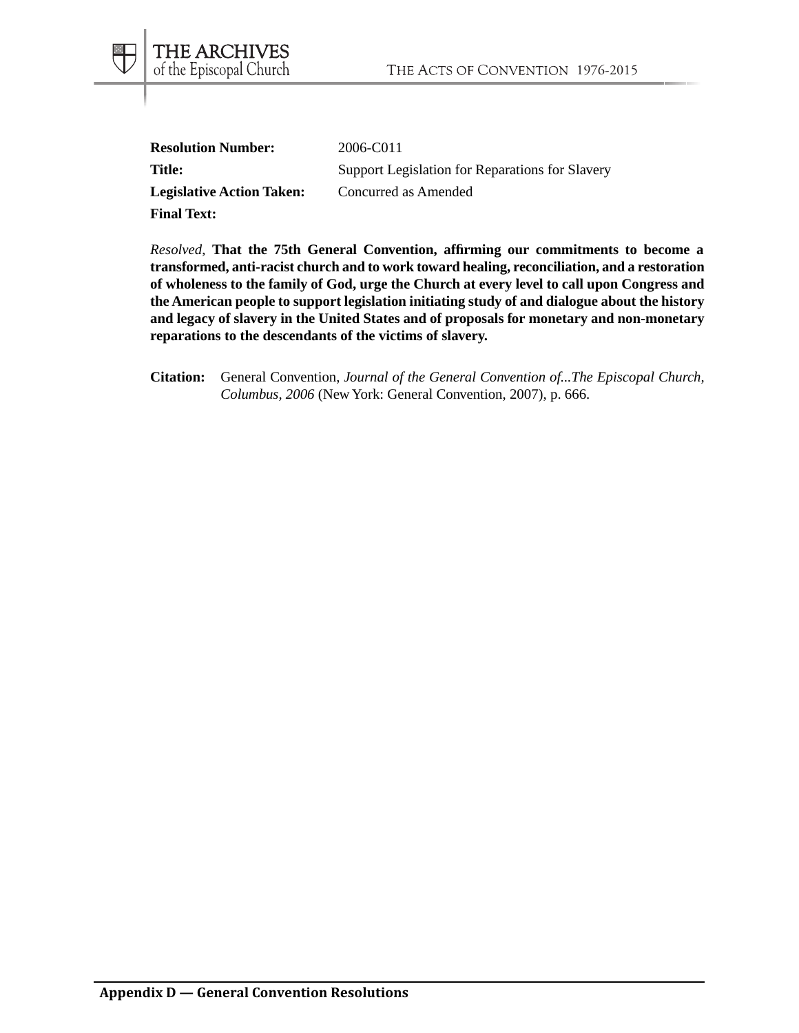| | |
|---|---|
| **Resolution Number:** | 2006-C011 |
| **Title:** | Support Legislation for Reparations for Slavery |
| **Legislative Action Taken:** | Concurred as Amended |
| **Final Text:** | |

*Resolved,* **That the 75th General Convention, affirming our commitments to become a transformed, anti-racist church and to work toward healing, reconciliation, and a restoration of wholeness to the family of God, urge the Church at every level to call upon Congress and the American people to support legislation initiating study of and dialogue about the history and legacy of slavery in the United States and of proposals for monetary and non-monetary reparations to the descendants of the victims of slavery.**

**Citation:** General Convention, *Journal of the General Convention of...The Episcopal Church, Columbus, 2006* (New York: General Convention, 2007), p. 666.